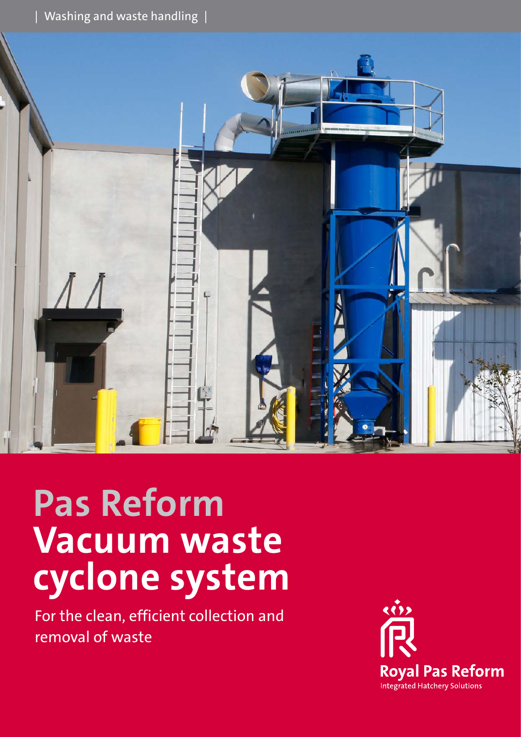| Washing and waste handling |

# Pas Reform
# Vacuum waste cyclone system

For the clean, efficient collection and removal of waste

Royal Pas Reform
Integrated Hatchery Solutions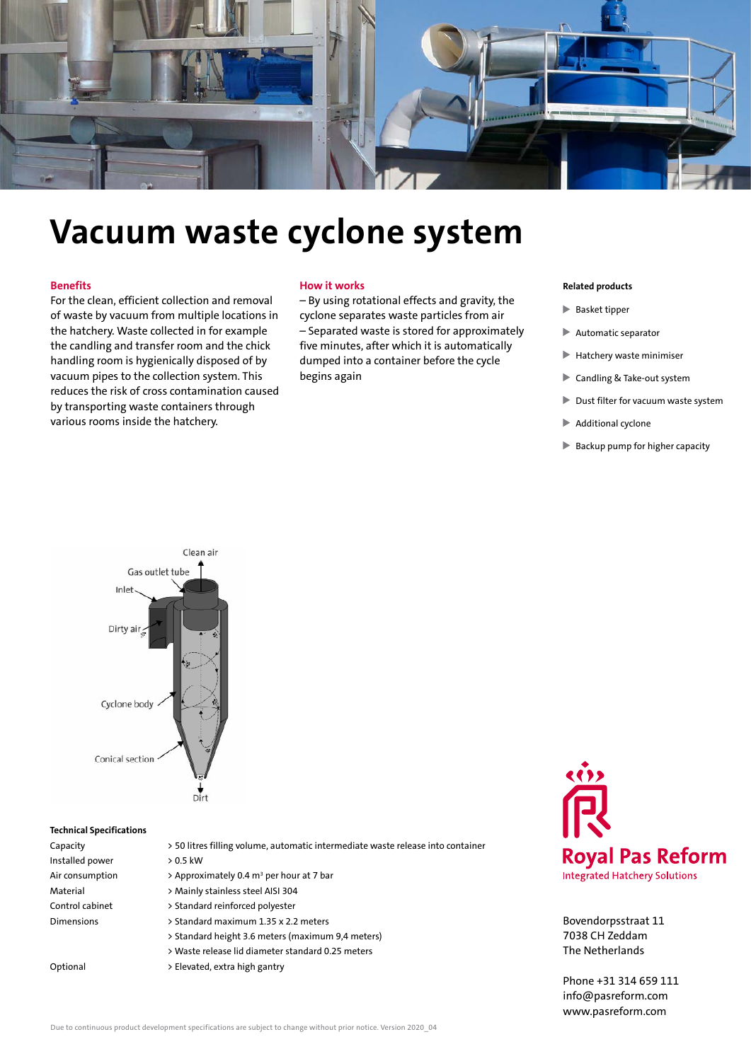# Vacuum waste cyclone system

### Benefits

For the clean, efficient collection and removal of waste by vacuum from multiple locations in the hatchery. Waste collected in for example the candling and transfer room and the chick handling room is hygienically disposed of by vacuum pipes to the collection system. This reduces the risk of cross contamination caused by transporting waste containers through various rooms inside the hatchery.

### How it works

– By using rotational effects and gravity, the cyclone separates waste particles from air
– Separated waste is stored for approximately five minutes, after which it is automatically dumped into a container before the cycle begins again

**Related products**

- Basket tipper
- Automatic separator
- Hatchery waste minimiser
- Candling & Take-out system
- Dust filter for vacuum waste system
- Additional cyclone
- Backup pump for higher capacity

Clean air
Gas outlet tube
Inlet
Dirty air
Cyclone body
Conical section
Dirt

**Technical Specifications**

| | |
|---|---|
| Capacity | > 50 litres filling volume, automatic intermediate waste release into container |
| Installed power | > 0.5 kW |
| Air consumption | > Approximately 0.4 m³ per hour at 7 bar |
| Material | > Mainly stainless steel AISI 304 |
| Control cabinet | > Standard reinforced polyester |
| Dimensions | > Standard maximum 1.35 x 2.2 meters |
| | > Standard height 3.6 meters (maximum 9,4 meters) |
| | > Waste release lid diameter standard 0.25 meters |
| Optional | > Elevated, extra high gantry |

**Royal Pas Reform**
Integrated Hatchery Solutions

Bovendorpsstraat 11
7038 CH Zeddam
The Netherlands

Phone +31 314 659 111
info@pasreform.com
www.pasreform.com

Due to continuous product development specifications are subject to change without prior notice. Version 2020_04